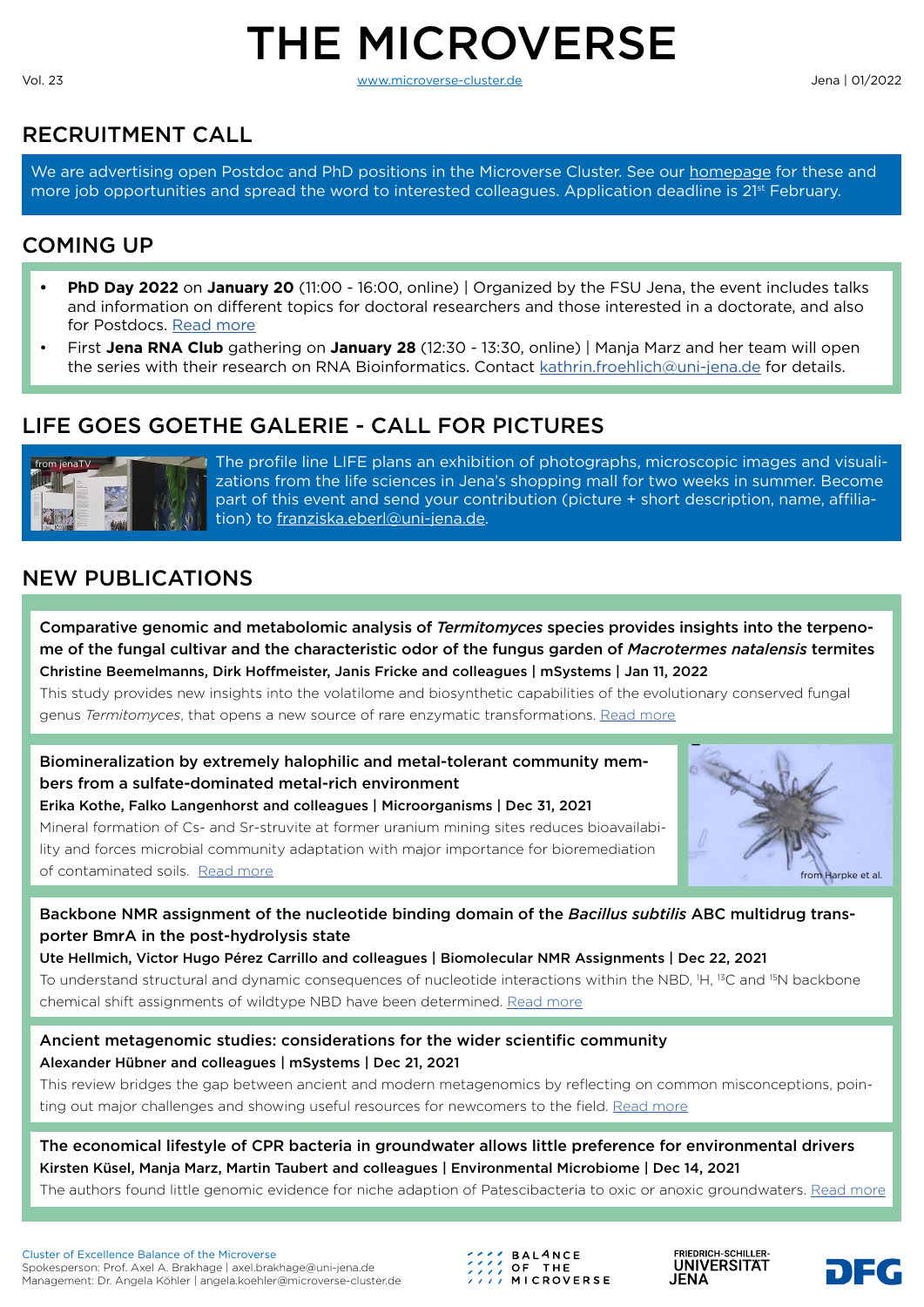# THE MICROVERSE

Vol. 23 | www.microverse-cluster.de | Jena | 01/2022

## RECRUITMENT CALL

We are advertising open Postdoc and PhD positions in the Microverse Cluster. See our homepage for these and more job opportunities and spread the word to interested colleagues. Application deadline is 21st February.

## COMING UP

- **PhD Day 2022** on **January 20** (11:00 - 16:00, online) | Organized by the FSU Jena, the event includes talks and information on different topics for doctoral researchers and those interested in a doctorate, and also for Postdocs. Read more
- First **Jena RNA Club** gathering on **January 28** (12:30 - 13:30, online) | Manja Marz and her team will open the series with their research on RNA Bioinformatics. Contact kathrin.froehlich@uni-jena.de for details.

## LIFE GOES GOETHE GALERIE - CALL FOR PICTURES

from jenaTV

The profile line LIFE plans an exhibition of photographs, microscopic images and visualizations from the life sciences in Jena's shopping mall for two weeks in summer. Become part of this event and send your contribution (picture + short description, name, affiliation) to franziska.eberl@uni-jena.de.

## NEW PUBLICATIONS

**Comparative genomic and metabolomic analysis of *Termitomyces* species provides insights into the terpenome of the fungal cultivar and the characteristic odor of the fungus garden of *Macrotermes natalensis* termites**
**Christine Beemelmanns, Dirk Hoffmeister, Janis Fricke and colleagues | mSystems | Jan 11, 2022**
This study provides new insights into the volatilome and biosynthetic capabilities of the evolutionary conserved fungal genus *Termitomyces*, that opens a new source of rare enzymatic transformations. Read more

**Biomineralization by extremely halophilic and metal-tolerant community members from a sulfate-dominated metal-rich environment**
**Erika Kothe, Falko Langenhorst and colleagues | Microorganisms | Dec 31, 2021**
Mineral formation of Cs- and Sr-struvite at former uranium mining sites reduces bioavailability and forces microbial community adaptation with major importance for bioremediation of contaminated soils. Read more

from Harpke et al.

**Backbone NMR assignment of the nucleotide binding domain of the *Bacillus subtilis* ABC multidrug transporter BmrA in the post-hydrolysis state**
**Ute Hellmich, Victor Hugo Pérez Carrillo and colleagues | Biomolecular NMR Assignments | Dec 22, 2021**
To understand structural and dynamic consequences of nucleotide interactions within the NBD, $^{1}H$, $^{13}C$ and $^{15}N$ backbone chemical shift assignments of wildtype NBD have been determined. Read more

**Ancient metagenomic studies: considerations for the wider scientific community**
**Alexander Hübner and colleagues | mSystems | Dec 21, 2021**
This review bridges the gap between ancient and modern metagenomics by reflecting on common misconceptions, pointing out major challenges and showing useful resources for newcomers to the field. Read more

**The economical lifestyle of CPR bacteria in groundwater allows little preference for environmental drivers**
**Kirsten Küsel, Manja Marz, Martin Taubert and colleagues | Environmental Microbiome | Dec 14, 2021**
The authors found little genomic evidence for niche adaption of Patescibacteria to oxic or anoxic groundwaters. Read more

Cluster of Excellence Balance of the Microverse
Spokesperson: Prof. Axel A. Brakhage | axel.brakhage@uni-jena.de
Management: Dr. Angela Köhler | angela.koehler@microverse-cluster.de

BALANCE OF THE MICROVERSE | FRIEDRICH-SCHILLER-UNIVERSITÄT JENA | DFG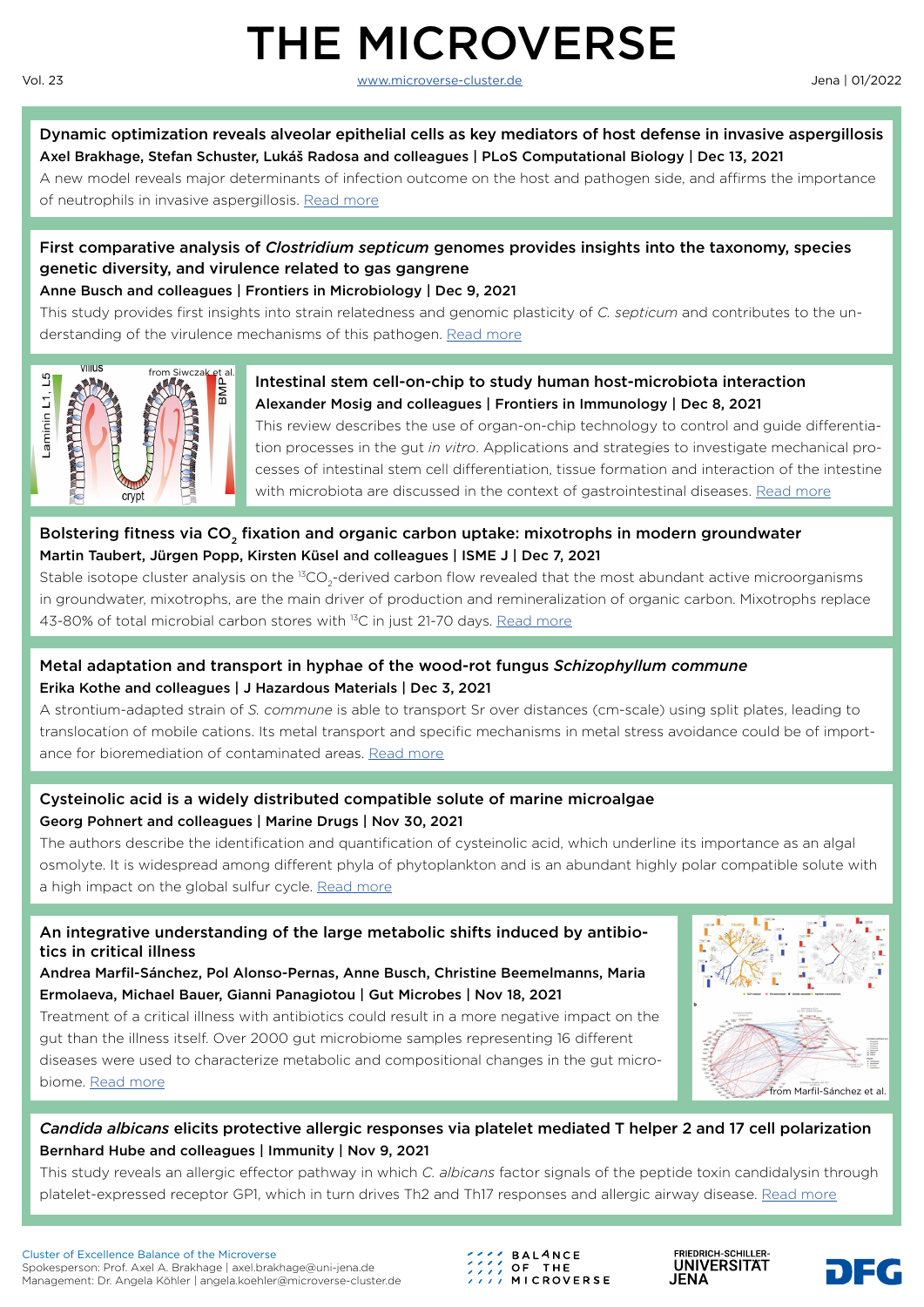# THE MICROVERSE

Vol. 23 www.microverse-cluster.de Jena | 01/2022

### Dynamic optimization reveals alveolar epithelial cells as key mediators of host defense in invasive aspergillosis

**Axel Brakhage, Stefan Schuster, Lukáš Radosa and colleagues | PLoS Computational Biology | Dec 13, 2021**

A new model reveals major determinants of infection outcome on the host and pathogen side, and affirms the importance of neutrophils in invasive aspergillosis. Read more

### First comparative analysis of *Clostridium septicum* genomes provides insights into the taxonomy, species genetic diversity, and virulence related to gas gangrene

**Anne Busch and colleagues | Frontiers in Microbiology | Dec 9, 2021**

This study provides first insights into strain relatedness and genomic plasticity of *C. septicum* and contributes to the understanding of the virulence mechanisms of this pathogen. Read more

from Siwczak et al.

### Intestinal stem cell-on-chip to study human host-microbiota interaction

**Alexander Mosig and colleagues | Frontiers in Immunology | Dec 8, 2021**

This review describes the use of organ-on-chip technology to control and guide differentiation processes in the gut *in vitro*. Applications and strategies to investigate mechanical processes of intestinal stem cell differentiation, tissue formation and interaction of the intestine with microbiota are discussed in the context of gastrointestinal diseases. Read more

### Bolstering fitness via $CO_2$ fixation and organic carbon uptake: mixotrophs in modern groundwater

**Martin Taubert, Jürgen Popp, Kirsten Küsel and colleagues | ISME J | Dec 7, 2021**

Stable isotope cluster analysis on the $^{13}CO_2$-derived carbon flow revealed that the most abundant active microorganisms in groundwater, mixotrophs, are the main driver of production and remineralization of organic carbon. Mixotrophs replace 43-80% of total microbial carbon stores with $^{13}C$ in just 21-70 days. Read more

### Metal adaptation and transport in hyphae of the wood-rot fungus *Schizophyllum commune*

**Erika Kothe and colleagues | J Hazardous Materials | Dec 3, 2021**

A strontium-adapted strain of *S. commune* is able to transport Sr over distances (cm-scale) using split plates, leading to translocation of mobile cations. Its metal transport and specific mechanisms in metal stress avoidance could be of importance for bioremediation of contaminated areas. Read more

### Cysteinolic acid is a widely distributed compatible solute of marine microalgae

**Georg Pohnert and colleagues | Marine Drugs | Nov 30, 2021**

The authors describe the identification and quantification of cysteinolic acid, which underline its importance as an algal osmolyte. It is widespread among different phyla of phytoplankton and is an abundant highly polar compatible solute with a high impact on the global sulfur cycle. Read more

### An integrative understanding of the large metabolic shifts induced by antibiotics in critical illness

**Andrea Marfil-Sánchez, Pol Alonso-Pernas, Anne Busch, Christine Beemelmanns, Maria Ermolaeva, Michael Bauer, Gianni Panagiotou | Gut Microbes | Nov 18, 2021**

Treatment of a critical illness with antibiotics could result in a more negative impact on the gut than the illness itself. Over 2000 gut microbiome samples representing 16 different diseases were used to characterize metabolic and compositional changes in the gut microbiome. Read more

from Marfil-Sánchez et al.

### *Candida albicans* elicits protective allergic responses via platelet mediated T helper 2 and 17 cell polarization

**Bernhard Hube and colleagues | Immunity | Nov 9, 2021**

This study reveals an allergic effector pathway in which *C. albicans* factor signals of the peptide toxin candidalysin through platelet-expressed receptor GP1, which in turn drives Th2 and Th17 responses and allergic airway disease. Read more

Cluster of Excellence Balance of the Microverse
Spokesperson: Prof. Axel A. Brakhage | axel.brakhage@uni-jena.de
Management: Dr. Angela Köhler | angela.koehler@microverse-cluster.de